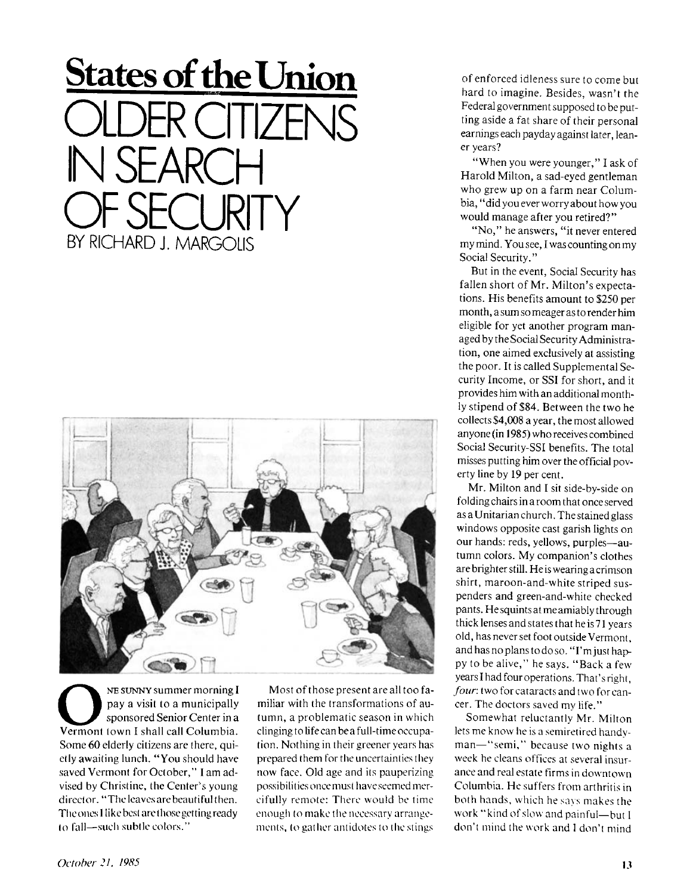## States of the Union

# OLDER CITIZENS IN SEARCH OF SECURITY

BY RICHARD J. MARGOLIS

ONE SUNNY summer morning I pay a visit to a municipally sponsored Senior Center in a Vermont town I shall call Columbia. Some 60 elderly citizens are there, quietly awaiting lunch. "You should have saved Vermont for October," I am advised by Christine, the Center's young director. "The leaves are beautiful then. The ones I like best are those getting ready to fall—such subtle colors."

Most of those present are all too familiar with the transformations of autumn, a problematic season in which clinging to life can be a full-time occupation. Nothing in their greener years has prepared them for the uncertainties they now face. Old age and its pauperizing possibilities once must have seemed mercifully remote: There would be time enough to make the necessary arrangements, to gather antidotes to the stings of enforced idleness sure to come but hard to imagine. Besides, wasn't the Federal government supposed to be putting aside a fat share of their personal earnings each payday against later, leaner years?

"When you were younger," I ask of Harold Milton, a sad-eyed gentleman who grew up on a farm near Columbia, "did you ever worry about how you would manage after you retired?"

"No," he answers, "it never entered my mind. You see, I was counting on my Social Security."

But in the event, Social Security has fallen short of Mr. Milton's expectations. His benefits amount to $250 per month, a sum so meager as to render him eligible for yet another program managed by the Social Security Administration, one aimed exclusively at assisting the poor. It is called Supplemental Security Income, or SSI for short, and it provides him with an additional monthly stipend of $84. Between the two he collects $4,008 a year, the most allowed anyone (in 1985) who receives combined Social Security-SSI benefits. The total misses putting him over the official poverty line by 19 per cent.

Mr. Milton and I sit side-by-side on folding chairs in a room that once served as a Unitarian church. The stained glass windows opposite cast garish lights on our hands: reds, yellows, purples—autumn colors. My companion's clothes are brighter still. He is wearing a crimson shirt, maroon-and-white striped suspenders and green-and-white checked pants. He squints at me amiably through thick lenses and states that he is 71 years old, has never set foot outside Vermont, and has no plans to do so. "I'm just happy to be alive," he says. "Back a few years I had four operations. That's right, *four*: two for cataracts and two for cancer. The doctors saved my life."

Somewhat reluctantly Mr. Milton lets me know he is a semiretired handyman—"semi," because two nights a week he cleans offices at several insurance and real estate firms in downtown Columbia. He suffers from arthritis in both hands, which he says makes the work "kind of slow and painful—but I don't mind the work and I don't mind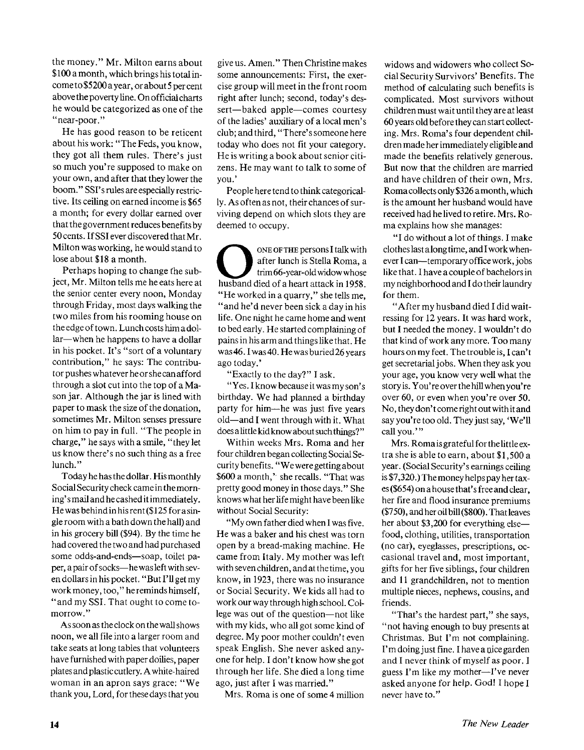the money." Mr. Milton earns about $100 a month, which brings his total income to $5200 a year, or about 5 per cent above the poverty line. On official charts he would be categorized as one of the "near-poor."

He has good reason to be reticent about his work: "The Feds, you know, they got all them rules. There's just so much you're supposed to make on your own, and after that they lower the boom." SSI's rules are especially restrictive. Its ceiling on earned income is $65 a month; for every dollar earned over that the government reduces benefits by 50 cents. If SSI ever discovered that Mr. Milton was working, he would stand to lose about $18 a month.

Perhaps hoping to change the subject, Mr. Milton tells me he eats here at the senior center every noon, Monday through Friday, most days walking the two miles from his rooming house on the edge of town. Lunch costs him a dollar—when he happens to have a dollar in his pocket. It's "sort of a voluntary contribution," he says: The contributor pushes whatever he or she can afford through a slot cut into the top of a Mason jar. Although the jar is lined with paper to mask the size of the donation, sometimes Mr. Milton senses pressure on him to pay in full. "The people in charge," he says with a smile, "they let us know there's no such thing as a free lunch."

Today he has the dollar. His monthly Social Security check came in the morning's mail and he cashed it immediately. He was behind in his rent ($125 for a single room with a bath down the hall) and in his grocery bill ($94). By the time he had covered the two and had purchased some odds-and-ends—soap, toilet paper, a pair of socks—he was left with seven dollars in his pocket. "But I'll get my work money, too," he reminds himself, "and my SSI. That ought to come tomorrow."

As soon as the clock on the wall shows noon, we all file into a larger room and take seats at long tables that volunteers have furnished with paper doilies, paper plates and plastic cutlery. A white-haired woman in an apron says grace: "We thank you, Lord, for these days that you give us. Amen." Then Christine makes some announcements: First, the exercise group will meet in the front room right after lunch; second, today's dessert—baked apple—comes courtesy of the ladies' auxiliary of a local men's club; and third, "There's someone here today who does not fit your category. He is writing a book about senior citizens. He may want to talk to some of you.'

People here tend to think categorically. As often as not, their chances of surviving depend on which slots they are deemed to occupy.

ONE OF THE persons I talk with after lunch is Stella Roma, a trim 66-year-old widow whose husband died of a heart attack in 1958. "He worked in a quarry," she tells me, "and he'd never been sick a day in his life. One night he came home and went to bed early. He started complaining of pains in his arm and things like that. He was 46. I was 40. He was buried 26 years ago today.'

"Exactly to the day?" I ask.

"Yes. I know because it was my son's birthday. We had planned a birthday party for him—he was just five years old—and I went through with it. What does a little kid know about such things?"

Within weeks Mrs. Roma and her four children began collecting Social Security benefits. "We were getting about $600 a month," she recalls. "That was pretty good money in those days." She knows what her life might have been like without Social Security:

"My own father died when I was five. He was a baker and his chest was torn open by a bread-making machine. He came from Italy. My mother was left with seven children, and at the time, you know, in 1923, there was no insurance or Social Security. We kids all had to work our way through high school. College was out of the question—not like with my kids, who all got some kind of degree. My poor mother couldn't even speak English. She never asked anyone for help. I don't know how she got through her life. She died a long time ago, just after I was married."

Mrs. Roma is one of some 4 million widows and widowers who collect Social Security Survivors' Benefits. The method of calculating such benefits is complicated. Most survivors without children must wait until they are at least 60 years old before they can start collecting. Mrs. Roma's four dependent children made her immediately eligible and made the benefits relatively generous. But now that the children are married and have children of their own, Mrs. Roma collects only $326 a month, which is the amount her husband would have received had he lived to retire. Mrs. Roma explains how she manages:

"I do without a lot of things. I make clothes last a long time, and I work whenever I can—temporary office work, jobs like that. I have a couple of bachelors in my neighborhood and I do their laundry for them.

"After my husband died I did waitressing for 12 years. It was hard work, but I needed the money. I wouldn't do that kind of work any more. Too many hours on my feet. The trouble is, I can't get secretarial jobs. When they ask you your age, you know very well what the story is. You're over the hill when you're over 60, or even when you're over 50. No, they don't come right out with it and say you're too old. They just say, 'We'll call you.'"

Mrs. Roma is grateful for the little extra she is able to earn, about $1,500 a year. (Social Security's earnings ceiling is $7,320.) The money helps pay her taxes ($654) on a house that's free and clear, her fire and flood insurance premiums ($750), and her oil bill ($800). That leaves her about $3,200 for everything else—food, clothing, utilities, transportation (no car), eyeglasses, prescriptions, occasional travel and, most important, gifts for her five siblings, four children and 11 grandchildren, not to mention multiple nieces, nephews, cousins, and friends.

"That's the hardest part," she says, "not having enough to buy presents at Christmas. But I'm not complaining. I'm doing just fine. I have a nice garden and I never think of myself as poor. I guess I'm like my mother—I've never asked anyone for help. God! I hope I never have to."